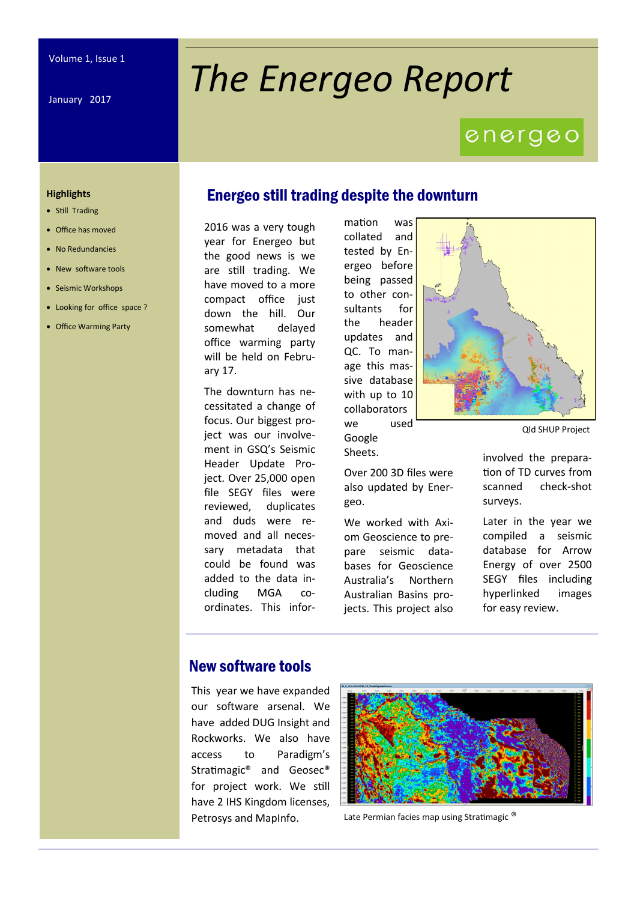Volume 1, Issue 1

January 2017

# The Energeo Report

energeo

**Highlights**

- Still Trading
- Office has moved
- No Redundancies
- New software tools
- Seismic Workshops
- Looking for office space ?
- Office Warming Party

## Energeo still trading despite the downturn

2016 was a very tough year for Energeo but the good news is we are still trading. We have moved to a more compact office just down the hill. Our somewhat delayed office warming party will be held on February 17.

The downturn has necessitated a change of focus. Our biggest project was our involvement in GSQ's Seismic Header Update Project. Over 25,000 open file SEGY files were reviewed, duplicates and duds were removed and all necessary metadata that could be found was added to the data including MGA co-ordinates. This information was collated and tested by Energeo before being passed to other consultants for the header updates and QC. To manage this massive database with up to 10 collaborators we used Google Sheets.

Qld SHUP Project

Over 200 3D files were also updated by Energeo.

We worked with Axiom Geoscience to prepare seismic databases for Geoscience Australia's Northern Australian Basins projects. This project also involved the preparation of TD curves from scanned check-shot surveys.

Later in the year we compiled a seismic database for Arrow Energy of over 2500 SEGY files including hyperlinked images for easy review.

## New software tools

This year we have expanded our software arsenal. We have added DUG Insight and Rockworks. We also have access to Paradigm's Stratimagic® and Geosec® for project work. We still have 2 IHS Kingdom licenses, Petrosys and MapInfo.

Late Permian facies map using Stratimagic ®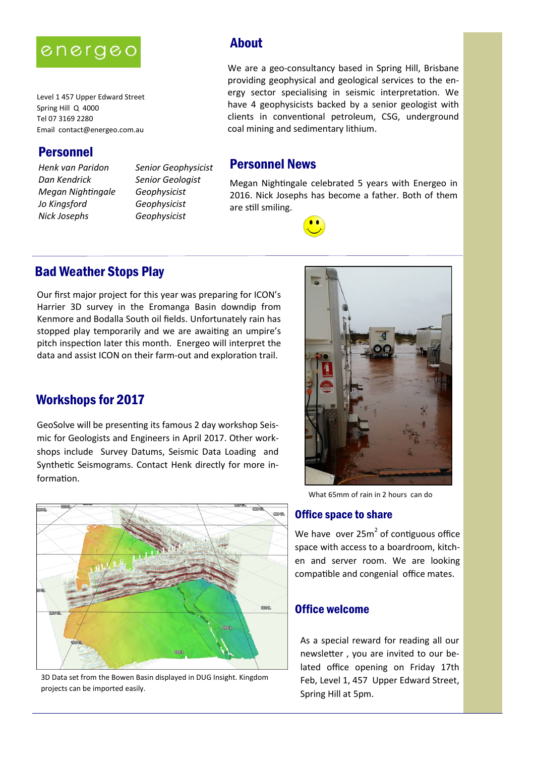energeo

Level 1 457 Upper Edward Street
Spring Hill Q 4000
Tel 07 3169 2280
Email contact@energeo.com.au

## Personnel

| | |
|---|---|
| *Henk van Paridon* | *Senior Geophysicist* |
| *Dan Kendrick* | *Senior Geologist* |
| *Megan Nightingale* | *Geophysicist* |
| *Jo Kingsford* | *Geophysicist* |
| *Nick Josephs* | *Geophysicist* |

## About

We are a geo-consultancy based in Spring Hill, Brisbane providing geophysical and geological services to the energy sector specialising in seismic interpretation. We have 4 geophysicists backed by a senior geologist with clients in conventional petroleum, CSG, underground coal mining and sedimentary lithium.

## Personnel News

Megan Nightingale celebrated 5 years with Energeo in 2016. Nick Josephs has become a father. Both of them are still smiling.

## Bad Weather Stops Play

Our first major project for this year was preparing for ICON's Harrier 3D survey in the Eromanga Basin downdip from Kenmore and Bodalla South oil fields. Unfortunately rain has stopped play temporarily and we are awaiting an umpire's pitch inspection later this month. Energeo will interpret the data and assist ICON on their farm-out and exploration trail.

What 65mm of rain in 2 hours can do

## Workshops for 2017

GeoSolve will be presenting its famous 2 day workshop Seismic for Geologists and Engineers in April 2017. Other workshops include Survey Datums, Seismic Data Loading and Synthetic Seismograms. Contact Henk directly for more information.

3D Data set from the Bowen Basin displayed in DUG Insight. Kingdom projects can be imported easily.

## Office space to share

We have over 25m$^2$ of contiguous office space with access to a boardroom, kitchen and server room. We are looking compatible and congenial office mates.

## Office welcome

As a special reward for reading all our newsletter , you are invited to our belated office opening on Friday 17th Feb, Level 1, 457 Upper Edward Street, Spring Hill at 5pm.